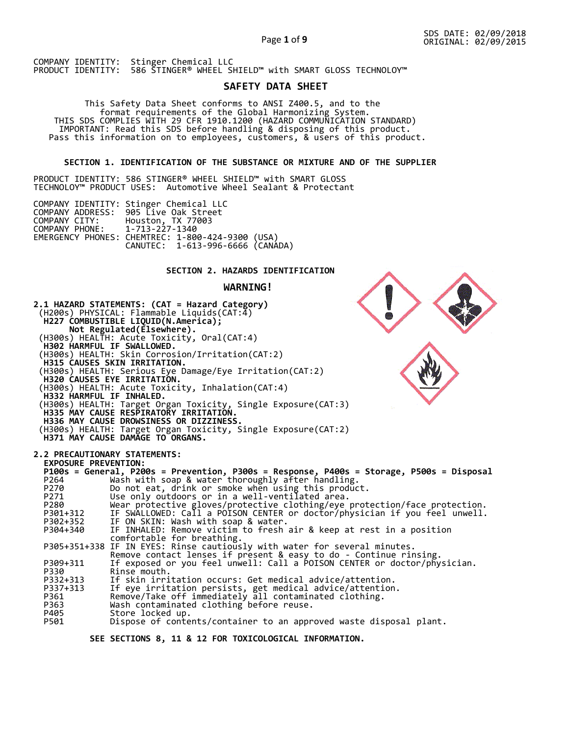SDS DATE: 02/09/2018
ORIGINAL: 02/09/2015

COMPANY IDENTITY: Stinger Chemical LLC
PRODUCT IDENTITY: 586 STINGER® WHEEL SHIELD™ with SMART GLOSS TECHNOLOY™

# SAFETY DATA SHEET

This Safety Data Sheet conforms to ANSI Z400.5, and to the format requirements of the Global Harmonizing System.
THIS SDS COMPLIES WITH 29 CFR 1910.1200 (HAZARD COMMUNICATION STANDARD)
IMPORTANT: Read this SDS before handling & disposing of this product.
Pass this information on to employees, customers, & users of this product.

## SECTION 1. IDENTIFICATION OF THE SUBSTANCE OR MIXTURE AND OF THE SUPPLIER

PRODUCT IDENTITY: 586 STINGER® WHEEL SHIELD™ with SMART GLOSS TECHNOLOGY™
PRODUCT USES: Automotive Wheel Sealant & Protectant

COMPANY IDENTITY: Stinger Chemical LLC
COMPANY ADDRESS: 905 Live Oak Street
COMPANY CITY: Houston, TX 77003
COMPANY PHONE: 1-713-227-1340
EMERGENCY PHONES: CHEMTREC: 1-800-424-9300 (USA)
CANUTEC: 1-613-996-6666 (CANADA)

## SECTION 2. HAZARDS IDENTIFICATION

**WARNING!**

**2.1 HAZARD STATEMENTS: (CAT = Hazard Category)**

(H200s) PHYSICAL: Flammable Liquids(CAT:4)
**H227 COMBUSTIBLE LIQUID(N.America);**
**Not Regulated(Elsewhere).**
(H300s) HEALTH: Acute Toxicity, Oral(CAT:4)
**H302 HARMFUL IF SWALLOWED.**
(H300s) HEALTH: Skin Corrosion/Irritation(CAT:2)
**H315 CAUSES SKIN IRRITATION.**
(H300s) HEALTH: Serious Eye Damage/Eye Irritation(CAT:2)
**H320 CAUSES EYE IRRITATION.**
(H300s) HEALTH: Acute Toxicity, Inhalation(CAT:4)
**H332 HARMFUL IF INHALED.**
(H300s) HEALTH: Target Organ Toxicity, Single Exposure(CAT:3)
**H335 MAY CAUSE RESPIRATORY IRRITATION.**
**H336 MAY CAUSE DROWSINESS OR DIZZINESS.**
(H300s) HEALTH: Target Organ Toxicity, Single Exposure(CAT:2)
**H371 MAY CAUSE DAMAGE TO ORGANS.**

**2.2 PRECAUTIONARY STATEMENTS:**

**EXPOSURE PREVENTION:**
**P100s = General, P200s = Prevention, P300s = Response, P400s = Storage, P500s = Disposal**

| | |
|---|---|
| P264 | Wash with soap & water thoroughly after handling. |
| P270 | Do not eat, drink or smoke when using this product. |
| P271 | Use only outdoors or in a well-ventilated area. |
| P280 | Wear protective gloves/protective clothing/eye protection/face protection. |
| P301+312 | IF SWALLOWED: Call a POISON CENTER or doctor/physician if you feel unwell. |
| P302+352 | IF ON SKIN: Wash with soap & water. |
| P304+340 | IF INHALED: Remove victim to fresh air & keep at rest in a position comfortable for breathing. |
| P305+351+338 | IF IN EYES: Rinse cautiously with water for several minutes. Remove contact lenses if present & easy to do - Continue rinsing. |
| P309+311 | If exposed or you feel unwell: Call a POISON CENTER or doctor/physician. |
| P330 | Rinse mouth. |
| P332+313 | If skin irritation occurs: Get medical advice/attention. |
| P337+313 | If eye irritation persists, get medical advice/attention. |
| P361 | Remove/Take off immediately all contaminated clothing. |
| P363 | Wash contaminated clothing before reuse. |
| P405 | Store locked up. |
| P501 | Dispose of contents/container to an approved waste disposal plant. |

**SEE SECTIONS 8, 11 & 12 FOR TOXICOLOGICAL INFORMATION.**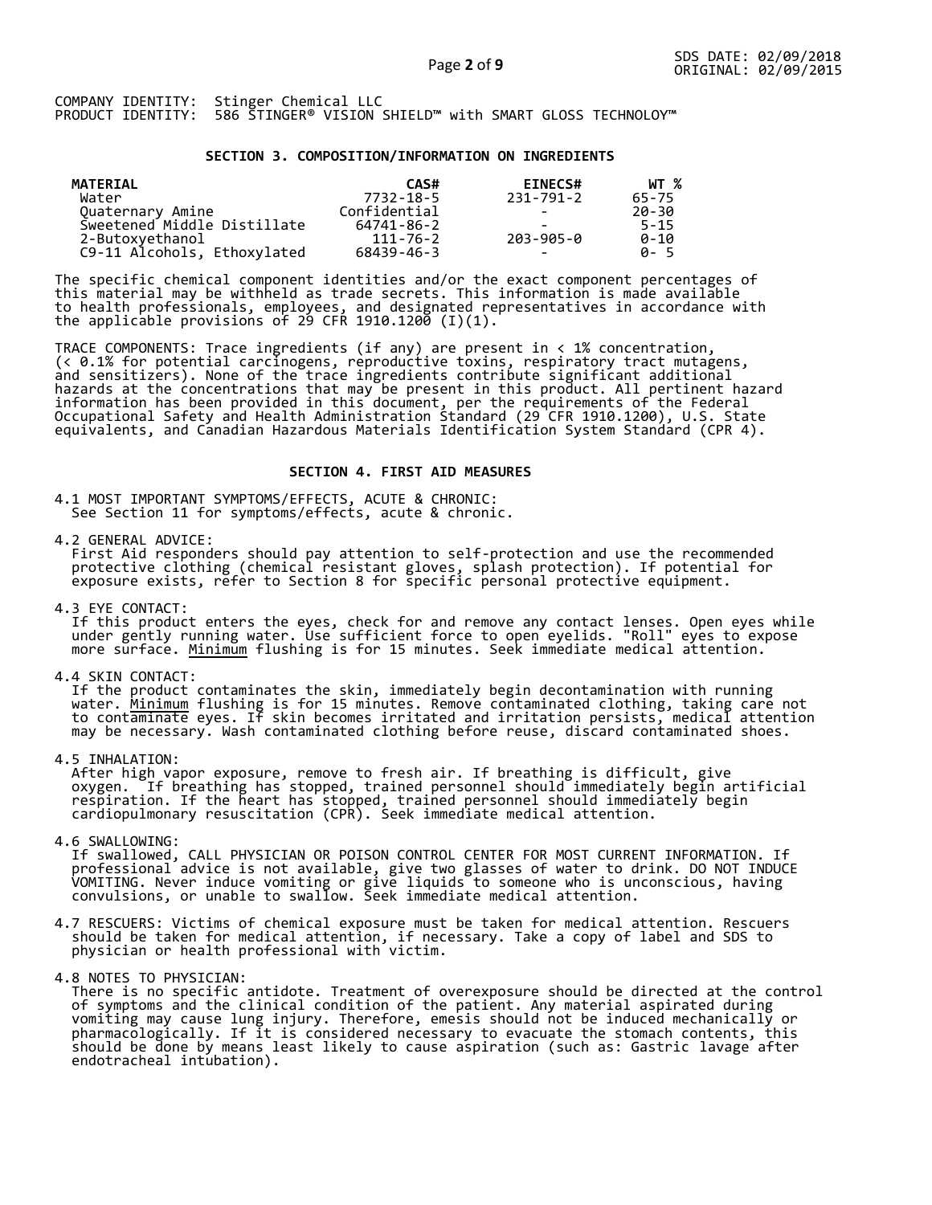COMPANY IDENTITY: Stinger Chemical LLC
PRODUCT IDENTITY: 586 STINGER® VISION SHIELD™ with SMART GLOSS TECHNOLOY™

## SECTION 3. COMPOSITION/INFORMATION ON INGREDIENTS

| MATERIAL | CAS# | EINECS# | WT % |
|---|---|---|---|
| Water | 7732-18-5 | 231-791-2 | 65-75 |
| Quaternary Amine | Confidential | - | 20-30 |
| Sweetened Middle Distillate | 64741-86-2 | - | 5-15 |
| 2-Butoxyethanol | 111-76-2 | 203-905-0 | 0-10 |
| C9-11 Alcohols, Ethoxylated | 68439-46-3 | - | 0- 5 |

The specific chemical component identities and/or the exact component percentages of this material may be withheld as trade secrets. This information is made available to health professionals, employees, and designated representatives in accordance with the applicable provisions of 29 CFR 1910.1200 (I)(1).

TRACE COMPONENTS: Trace ingredients (if any) are present in < 1% concentration, (< 0.1% for potential carcinogens, reproductive toxins, respiratory tract mutagens, and sensitizers). None of the trace ingredients contribute significant additional hazards at the concentrations that may be present in this product. All pertinent hazard information has been provided in this document, per the requirements of the Federal Occupational Safety and Health Administration Standard (29 CFR 1910.1200), U.S. State equivalents, and Canadian Hazardous Materials Identification System Standard (CPR 4).

## SECTION 4. FIRST AID MEASURES

4.1 MOST IMPORTANT SYMPTOMS/EFFECTS, ACUTE & CHRONIC:
See Section 11 for symptoms/effects, acute & chronic.

4.2 GENERAL ADVICE:
First Aid responders should pay attention to self-protection and use the recommended protective clothing (chemical resistant gloves, splash protection). If potential for exposure exists, refer to Section 8 for specific personal protective equipment.

4.3 EYE CONTACT:
If this product enters the eyes, check for and remove any contact lenses. Open eyes while under gently running water. Use sufficient force to open eyelids. "Roll" eyes to expose more surface. Minimum flushing is for 15 minutes. Seek immediate medical attention.

4.4 SKIN CONTACT:
If the product contaminates the skin, immediately begin decontamination with running water. Minimum flushing is for 15 minutes. Remove contaminated clothing, taking care not to contaminate eyes. If skin becomes irritated and irritation persists, medical attention may be necessary. Wash contaminated clothing before reuse, discard contaminated shoes.

4.5 INHALATION:
After high vapor exposure, remove to fresh air. If breathing is difficult, give oxygen. If breathing has stopped, trained personnel should immediately begin artificial respiration. If the heart has stopped, trained personnel should immediately begin cardiopulmonary resuscitation (CPR). Seek immediate medical attention.

4.6 SWALLOWING:
If swallowed, CALL PHYSICIAN OR POISON CONTROL CENTER FOR MOST CURRENT INFORMATION. If professional advice is not available, give two glasses of water to drink. DO NOT INDUCE VOMITING. Never induce vomiting or give liquids to someone who is unconscious, having convulsions, or unable to swallow. Seek immediate medical attention.

4.7 RESCUERS: Victims of chemical exposure must be taken for medical attention. Rescuers should be taken for medical attention, if necessary. Take a copy of label and SDS to physician or health professional with victim.

4.8 NOTES TO PHYSICIAN:
There is no specific antidote. Treatment of overexposure should be directed at the control of symptoms and the clinical condition of the patient. Any material aspirated during vomiting may cause lung injury. Therefore, emesis should not be induced mechanically or pharmacologically. If it is considered necessary to evacuate the stomach contents, this should be done by means least likely to cause aspiration (such as: Gastric lavage after endotracheal intubation).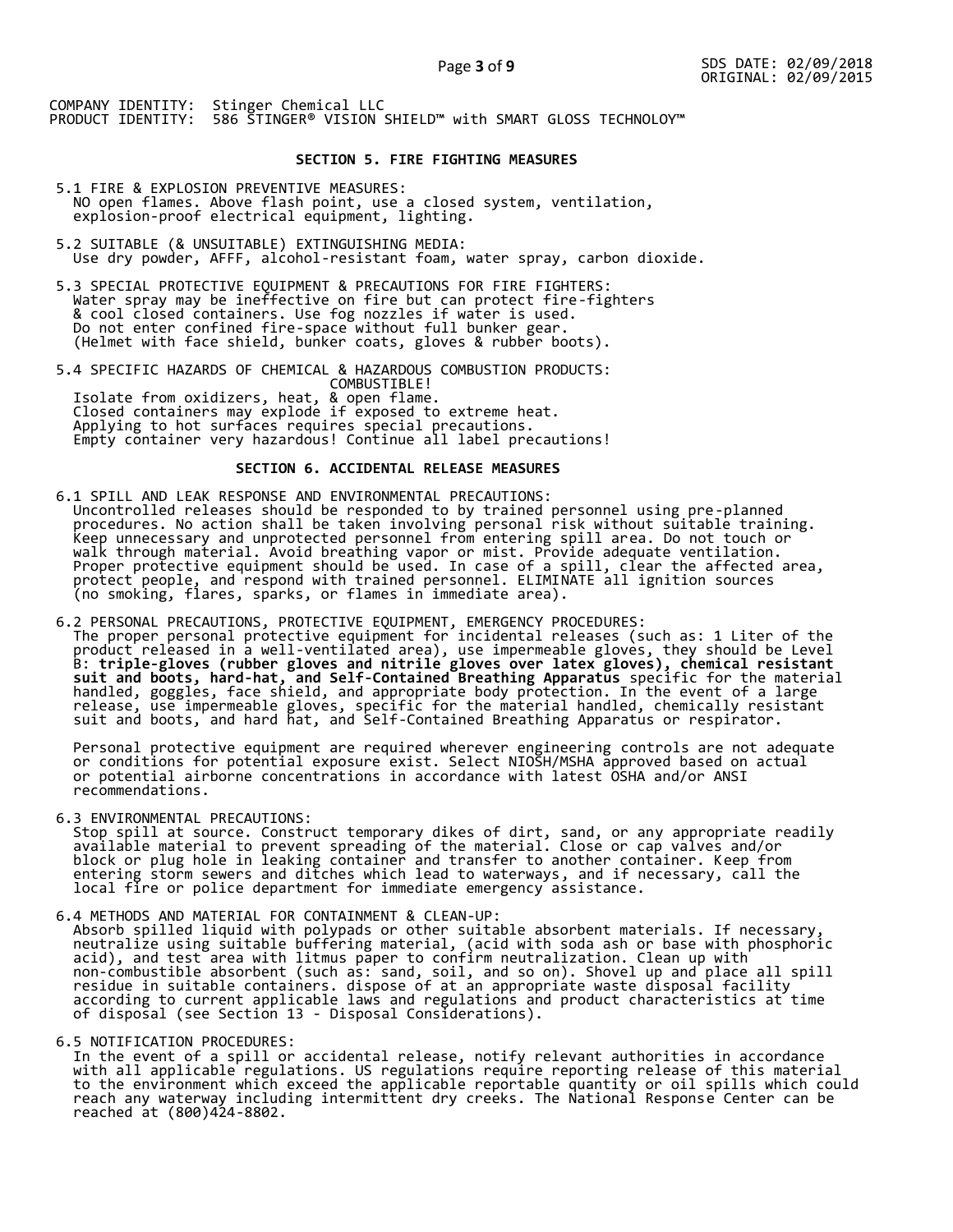COMPANY IDENTITY: Stinger Chemical LLC
PRODUCT IDENTITY: 586 STINGER® VISION SHIELD™ with SMART GLOSS TECHNOLOY™

## SECTION 5. FIRE FIGHTING MEASURES

5.1 FIRE & EXPLOSION PREVENTIVE MEASURES:
NO open flames. Above flash point, use a closed system, ventilation, explosion-proof electrical equipment, lighting.

5.2 SUITABLE (& UNSUITABLE) EXTINGUISHING MEDIA:
Use dry powder, AFFF, alcohol-resistant foam, water spray, carbon dioxide.

5.3 SPECIAL PROTECTIVE EQUIPMENT & PRECAUTIONS FOR FIRE FIGHTERS:
Water spray may be ineffective on fire but can protect fire-fighters & cool closed containers. Use fog nozzles if water is used.
Do not enter confined fire-space without full bunker gear.
(Helmet with face shield, bunker coats, gloves & rubber boots).

5.4 SPECIFIC HAZARDS OF CHEMICAL & HAZARDOUS COMBUSTION PRODUCTS:
COMBUSTIBLE!
Isolate from oxidizers, heat, & open flame.
Closed containers may explode if exposed to extreme heat.
Applying to hot surfaces requires special precautions.
Empty container very hazardous! Continue all label precautions!

## SECTION 6. ACCIDENTAL RELEASE MEASURES

6.1 SPILL AND LEAK RESPONSE AND ENVIRONMENTAL PRECAUTIONS:
Uncontrolled releases should be responded to by trained personnel using pre-planned procedures. No action shall be taken involving personal risk without suitable training. Keep unnecessary and unprotected personnel from entering spill area. Do not touch or walk through material. Avoid breathing vapor or mist. Provide adequate ventilation. Proper protective equipment should be used. In case of a spill, clear the affected area, protect people, and respond with trained personnel. ELIMINATE all ignition sources (no smoking, flares, sparks, or flames in immediate area).

6.2 PERSONAL PRECAUTIONS, PROTECTIVE EQUIPMENT, EMERGENCY PROCEDURES:
The proper personal protective equipment for incidental releases (such as: 1 Liter of the product released in a well-ventilated area), use impermeable gloves, they should be Level B: **triple-gloves (rubber gloves and nitrile gloves over latex gloves), chemical resistant suit and boots, hard-hat, and Self-Contained Breathing Apparatus** specific for the material handled, goggles, face shield, and appropriate body protection. In the event of a large release, use impermeable gloves, specific for the material handled, chemically resistant suit and boots, and hard hat, and Self-Contained Breathing Apparatus or respirator.

Personal protective equipment are required wherever engineering controls are not adequate or conditions for potential exposure exist. Select NIOSH/MSHA approved based on actual or potential airborne concentrations in accordance with latest OSHA and/or ANSI recommendations.

6.3 ENVIRONMENTAL PRECAUTIONS:
Stop spill at source. Construct temporary dikes of dirt, sand, or any appropriate readily available material to prevent spreading of the material. Close or cap valves and/or block or plug hole in leaking container and transfer to another container. Keep from entering storm sewers and ditches which lead to waterways, and if necessary, call the local fire or police department for immediate emergency assistance.

6.4 METHODS AND MATERIAL FOR CONTAINMENT & CLEAN-UP:
Absorb spilled liquid with polypads or other suitable absorbent materials. If necessary, neutralize using suitable buffering material, (acid with soda ash or base with phosphoric acid), and test area with litmus paper to confirm neutralization. Clean up with non-combustible absorbent (such as: sand, soil, and so on). Shovel up and place all spill residue in suitable containers. dispose of at an appropriate waste disposal facility according to current applicable laws and regulations and product characteristics at time of disposal (see Section 13 - Disposal Considerations).

6.5 NOTIFICATION PROCEDURES:
In the event of a spill or accidental release, notify relevant authorities in accordance with all applicable regulations. US regulations require reporting release of this material to the environment which exceed the applicable reportable quantity or oil spills which could reach any waterway including intermittent dry creeks. The National Response Center can be reached at (800)424-8802.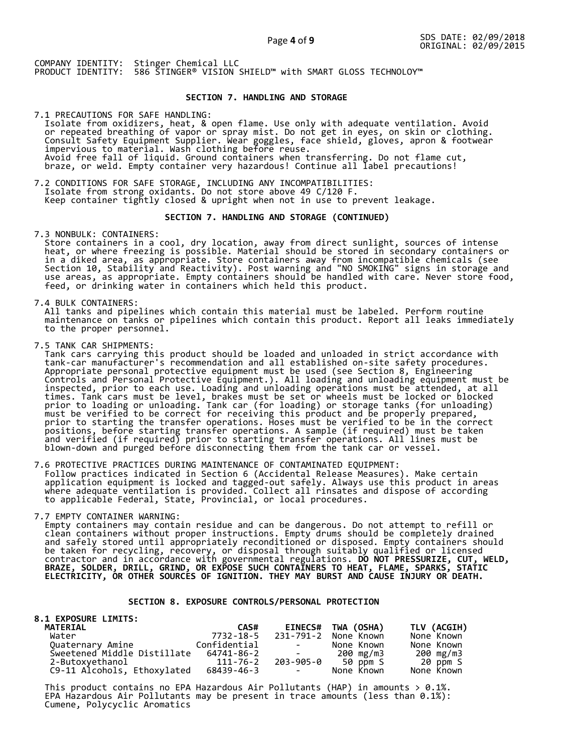COMPANY IDENTITY: Stinger Chemical LLC
PRODUCT IDENTITY: 586 STINGER® VISION SHIELD™ with SMART GLOSS TECHNOLOY™

## SECTION 7. HANDLING AND STORAGE

7.1 PRECAUTIONS FOR SAFE HANDLING:
Isolate from oxidizers, heat, & open flame. Use only with adequate ventilation. Avoid or repeated breathing of vapor or spray mist. Do not get in eyes, on skin or clothing. Consult Safety Equipment Supplier. Wear goggles, face shield, gloves, apron & footwear impervious to material. Wash clothing before reuse.
Avoid free fall of liquid. Ground containers when transferring. Do not flame cut, braze, or weld. Empty container very hazardous! Continue all label precautions!

7.2 CONDITIONS FOR SAFE STORAGE, INCLUDING ANY INCOMPATIBILITIES:
Isolate from strong oxidants. Do not store above 49 C/120 F.
Keep container tightly closed & upright when not in use to prevent leakage.

## SECTION 7. HANDLING AND STORAGE (CONTINUED)

7.3 NONBULK: CONTAINERS:
Store containers in a cool, dry location, away from direct sunlight, sources of intense heat, or where freezing is possible. Material should be stored in secondary containers or in a diked area, as appropriate. Store containers away from incompatible chemicals (see Section 10, Stability and Reactivity). Post warning and "NO SMOKING" signs in storage and use areas, as appropriate. Empty containers should be handled with care. Never store food, feed, or drinking water in containers which held this product.

7.4 BULK CONTAINERS:
All tanks and pipelines which contain this material must be labeled. Perform routine maintenance on tanks or pipelines which contain this product. Report all leaks immediately to the proper personnel.

7.5 TANK CAR SHIPMENTS:
Tank cars carrying this product should be loaded and unloaded in strict accordance with tank-car manufacturer's recommendation and all established on-site safety procedures. Appropriate personal protective equipment must be used (see Section 8, Engineering Controls and Personal Protective Equipment.). All loading and unloading equipment must be inspected, prior to each use. Loading and unloading operations must be attended, at all times. Tank cars must be level, brakes must be set or wheels must be locked or blocked prior to loading or unloading. Tank car (for loading) or storage tanks (for unloading) must be verified to be correct for receiving this product and be properly prepared, prior to starting the transfer operations. Hoses must be verified to be in the correct positions, before starting transfer operations. A sample (if required) must be taken and verified (if required) prior to starting transfer operations. All lines must be blown-down and purged before disconnecting them from the tank car or vessel.

7.6 PROTECTIVE PRACTICES DURING MAINTENANCE OF CONTAMINATED EQUIPMENT:
Follow practices indicated in Section 6 (Accidental Release Measures). Make certain application equipment is locked and tagged-out safely. Always use this product in areas where adequate ventilation is provided. Collect all rinsates and dispose of according to applicable Federal, State, Provincial, or local procedures.

7.7 EMPTY CONTAINER WARNING:
Empty containers may contain residue and can be dangerous. Do not attempt to refill or clean containers without proper instructions. Empty drums should be completely drained and safely stored until appropriately reconditioned or disposed. Empty containers should be taken for recycling, recovery, or disposal through suitably qualified or licensed contractor and in accordance with governmental regulations. **DO NOT PRESSURIZE, CUT, WELD, BRAZE, SOLDER, DRILL, GRIND, OR EXPOSE SUCH CONTAINERS TO HEAT, FLAME, SPARKS, STATIC ELECTRICITY, OR OTHER SOURCES OF IGNITION. THEY MAY BURST AND CAUSE INJURY OR DEATH.**

## SECTION 8. EXPOSURE CONTROLS/PERSONAL PROTECTION

**8.1 EXPOSURE LIMITS:**

| MATERIAL | CAS# | EINECS# | TWA (OSHA) | TLV (ACGIH) |
|---|---|---|---|---|
| Water | 7732-18-5 | 231-791-2 | None Known | None Known |
| Quaternary Amine | Confidential | - | None Known | None Known |
| Sweetened Middle Distillate | 64741-86-2 | - | 200 mg/m3 | 200 mg/m3 |
| 2-Butoxyethanol | 111-76-2 | 203-905-0 | 50 ppm S | 20 ppm S |
| C9-11 Alcohols, Ethoxylated | 68439-46-3 | - | None Known | None Known |

This product contains no EPA Hazardous Air Pollutants (HAP) in amounts > 0.1%.
EPA Hazardous Air Pollutants may be present in trace amounts (less than 0.1%):
Cumene, Polycyclic Aromatics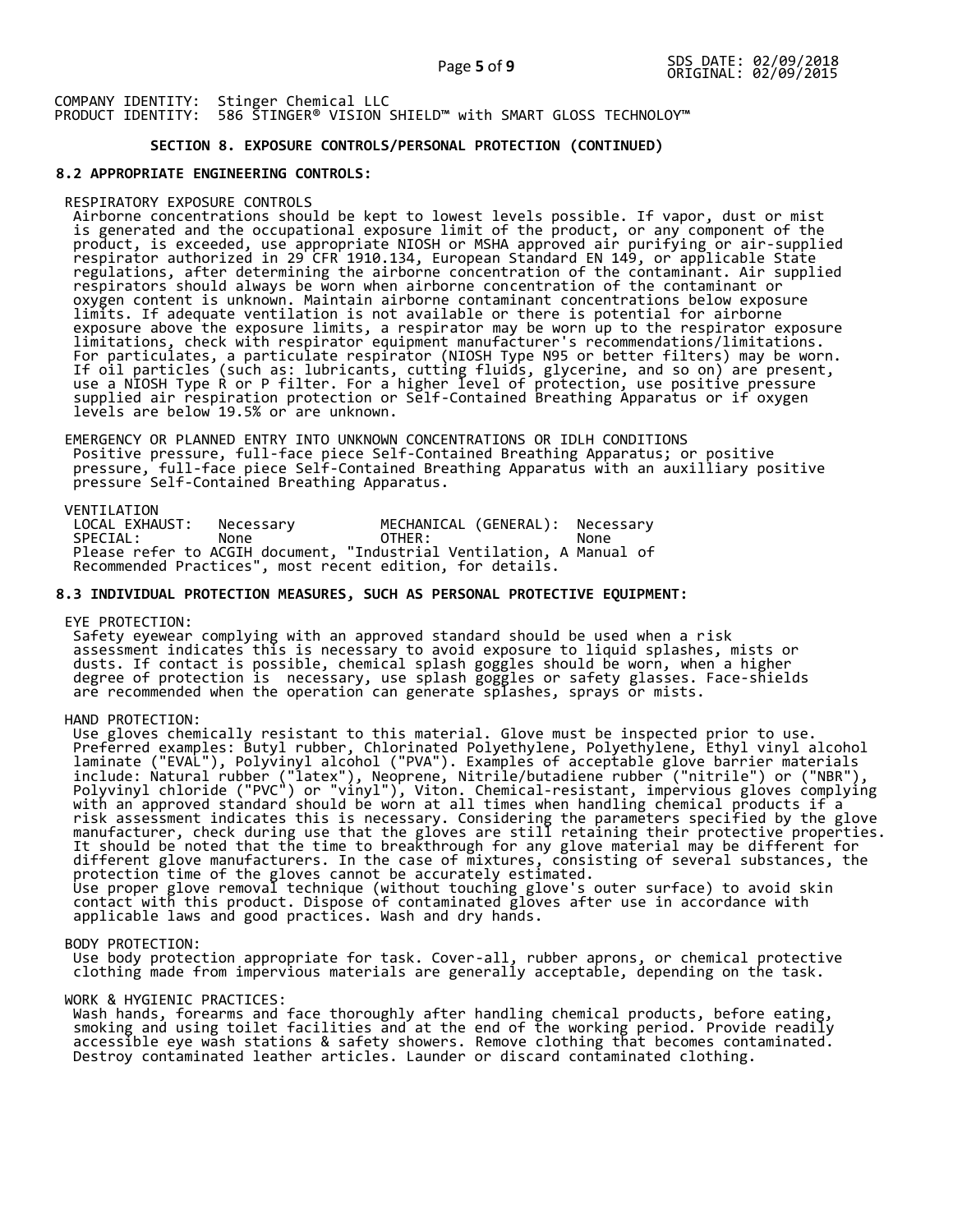COMPANY IDENTITY: Stinger Chemical LLC
PRODUCT IDENTITY: 586 STINGER® VISION SHIELD™ with SMART GLOSS TECHNOLOGY™

## SECTION 8. EXPOSURE CONTROLS/PERSONAL PROTECTION (CONTINUED)

### 8.2 APPROPRIATE ENGINEERING CONTROLS:

RESPIRATORY EXPOSURE CONTROLS

Airborne concentrations should be kept to lowest levels possible. If vapor, dust or mist is generated and the occupational exposure limit of the product, or any component of the product, is exceeded, use appropriate NIOSH or MSHA approved air purifying or air-supplied respirator authorized in 29 CFR 1910.134, European Standard EN 149, or applicable State regulations, after determining the airborne concentration of the contaminant. Air supplied respirators should always be worn when airborne concentration of the contaminant or oxygen content is unknown. Maintain airborne contaminant concentrations below exposure limits. If adequate ventilation is not available or there is potential for airborne exposure above the exposure limits, a respirator may be worn up to the respirator exposure limitations, check with respirator equipment manufacturer's recommendations/limitations. For particulates, a particulate respirator (NIOSH Type N95 or better filters) may be worn. If oil particles (such as: lubricants, cutting fluids, glycerine, and so on) are present, use a NIOSH Type R or P filter. For a higher level of protection, use positive pressure supplied air respiration protection or Self-Contained Breathing Apparatus or if oxygen levels are below 19.5% or are unknown.

EMERGENCY OR PLANNED ENTRY INTO UNKNOWN CONCENTRATIONS OR IDLH CONDITIONS

Positive pressure, full-face piece Self-Contained Breathing Apparatus; or positive pressure, full-face piece Self-Contained Breathing Apparatus with an auxilliary positive pressure Self-Contained Breathing Apparatus.

VENTILATION

| | | | |
|---|---|---|---|
| LOCAL EXHAUST: | Necessary | MECHANICAL (GENERAL): | Necessary |
| SPECIAL: | None | OTHER: | None |

Please refer to ACGIH document, "Industrial Ventilation, A Manual of Recommended Practices", most recent edition, for details.

### 8.3 INDIVIDUAL PROTECTION MEASURES, SUCH AS PERSONAL PROTECTIVE EQUIPMENT:

EYE PROTECTION:

Safety eyewear complying with an approved standard should be used when a risk assessment indicates this is necessary to avoid exposure to liquid splashes, mists or dusts. If contact is possible, chemical splash goggles should be worn, when a higher degree of protection is necessary, use splash goggles or safety glasses. Face-shields are recommended when the operation can generate splashes, sprays or mists.

HAND PROTECTION:

Use gloves chemically resistant to this material. Glove must be inspected prior to use. Preferred examples: Butyl rubber, Chlorinated Polyethylene, Polyethylene, Ethyl vinyl alcohol laminate ("EVAL"), Polyvinyl alcohol ("PVA"). Examples of acceptable glove barrier materials include: Natural rubber ("latex"), Neoprene, Nitrile/butadiene rubber ("nitrile") or ("NBR"), Polyvinyl chloride ("PVC") or "vinyl"), Viton. Chemical-resistant, impervious gloves complying with an approved standard should be worn at all times when handling chemical products if a risk assessment indicates this is necessary. Considering the parameters specified by the glove manufacturer, check during use that the gloves are still retaining their protective properties. It should be noted that the time to breakthrough for any glove material may be different for different glove manufacturers. In the case of mixtures, consisting of several substances, the protection time of the gloves cannot be accurately estimated.
Use proper glove removal technique (without touching glove's outer surface) to avoid skin contact with this product. Dispose of contaminated gloves after use in accordance with applicable laws and good practices. Wash and dry hands.

BODY PROTECTION:

Use body protection appropriate for task. Cover-all, rubber aprons, or chemical protective clothing made from impervious materials are generally acceptable, depending on the task.

WORK & HYGIENIC PRACTICES:

Wash hands, forearms and face thoroughly after handling chemical products, before eating, smoking and using toilet facilities and at the end of the working period. Provide readily accessible eye wash stations & safety showers. Remove clothing that becomes contaminated. Destroy contaminated leather articles. Launder or discard contaminated clothing.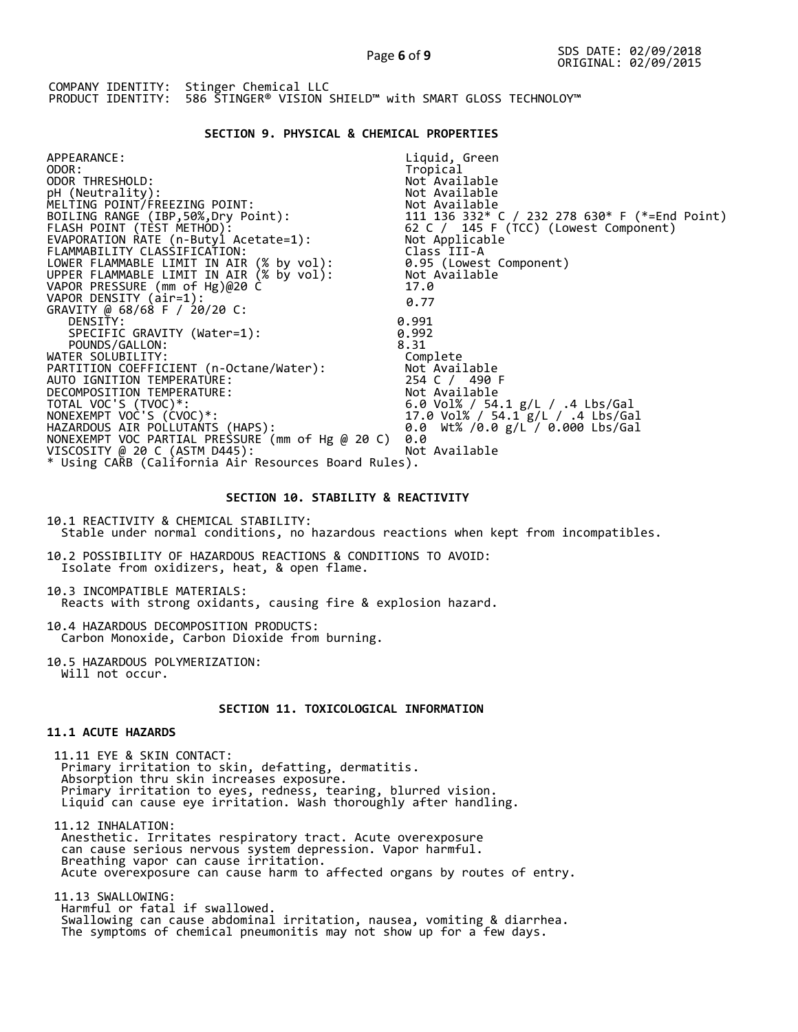COMPANY IDENTITY: Stinger Chemical LLC
PRODUCT IDENTITY: 586 STINGER® VISION SHIELD™ with SMART GLOSS TECHNOLOY™

## SECTION 9. PHYSICAL & CHEMICAL PROPERTIES

| | |
|---|---|
| APPEARANCE: | Liquid, Green |
| ODOR: | Tropical |
| ODOR THRESHOLD: | Not Available |
| pH (Neutrality): | Not Available |
| MELTING POINT/FREEZING POINT: | Not Available |
| BOILING RANGE (IBP,50%,Dry Point): | 111 136 332* C / 232 278 630* F (*=End Point) |
| FLASH POINT (TEST METHOD): | 62 C / 145 F (TCC) (Lowest Component) |
| EVAPORATION RATE (n-Butyl Acetate=1): | Not Applicable |
| FLAMMABILITY CLASSIFICATION: | Class III-A |
| LOWER FLAMMABLE LIMIT IN AIR (% by vol): | 0.95 (Lowest Component) |
| UPPER FLAMMABLE LIMIT IN AIR (% by vol): | Not Available |
| VAPOR PRESSURE (mm of Hg)@20 C | 17.0 |
| VAPOR DENSITY (air=1): | 0.77 |
| GRAVITY @ 68/68 F / 20/20 C: | |
| DENSITY: | 0.991 |
| SPECIFIC GRAVITY (Water=1): | 0.992 |
| POUNDS/GALLON: | 8.31 |
| WATER SOLUBILITY: | Complete |
| PARTITION COEFFICIENT (n-Octane/Water): | Not Available |
| AUTO IGNITION TEMPERATURE: | 254 C / 490 F |
| DECOMPOSITION TEMPERATURE: | Not Available |
| TOTAL VOC'S (TVOC)*: | 6.0 Vol% / 54.1 g/L / .4 Lbs/Gal |
| NONEXEMPT VOC'S (CVOC)*: | 17.0 Vol% / 54.1 g/L / .4 Lbs/Gal |
| HAZARDOUS AIR POLLUTANTS (HAPS): | 0.0 Wt% /0.0 g/L / 0.000 Lbs/Gal |
| NONEXEMPT VOC PARTIAL PRESSURE (mm of Hg @ 20 C) | 0.0 |
| VISCOSITY @ 20 C (ASTM D445): | Not Available |

* Using CARB (California Air Resources Board Rules).

## SECTION 10. STABILITY & REACTIVITY

10.1 REACTIVITY & CHEMICAL STABILITY:
Stable under normal conditions, no hazardous reactions when kept from incompatibles.

10.2 POSSIBILITY OF HAZARDOUS REACTIONS & CONDITIONS TO AVOID:
Isolate from oxidizers, heat, & open flame.

10.3 INCOMPATIBLE MATERIALS:
Reacts with strong oxidants, causing fire & explosion hazard.

10.4 HAZARDOUS DECOMPOSITION PRODUCTS:
Carbon Monoxide, Carbon Dioxide from burning.

10.5 HAZARDOUS POLYMERIZATION:
Will not occur.

## SECTION 11. TOXICOLOGICAL INFORMATION

### 11.1 ACUTE HAZARDS

11.11 EYE & SKIN CONTACT:
Primary irritation to skin, defatting, dermatitis.
Absorption thru skin increases exposure.
Primary irritation to eyes, redness, tearing, blurred vision.
Liquid can cause eye irritation. Wash thoroughly after handling.

11.12 INHALATION:
Anesthetic. Irritates respiratory tract. Acute overexposure
can cause serious nervous system depression. Vapor harmful.
Breathing vapor can cause irritation.
Acute overexposure can cause harm to affected organs by routes of entry.

11.13 SWALLOWING:
Harmful or fatal if swallowed.
Swallowing can cause abdominal irritation, nausea, vomiting & diarrhea.
The symptoms of chemical pneumonitis may not show up for a few days.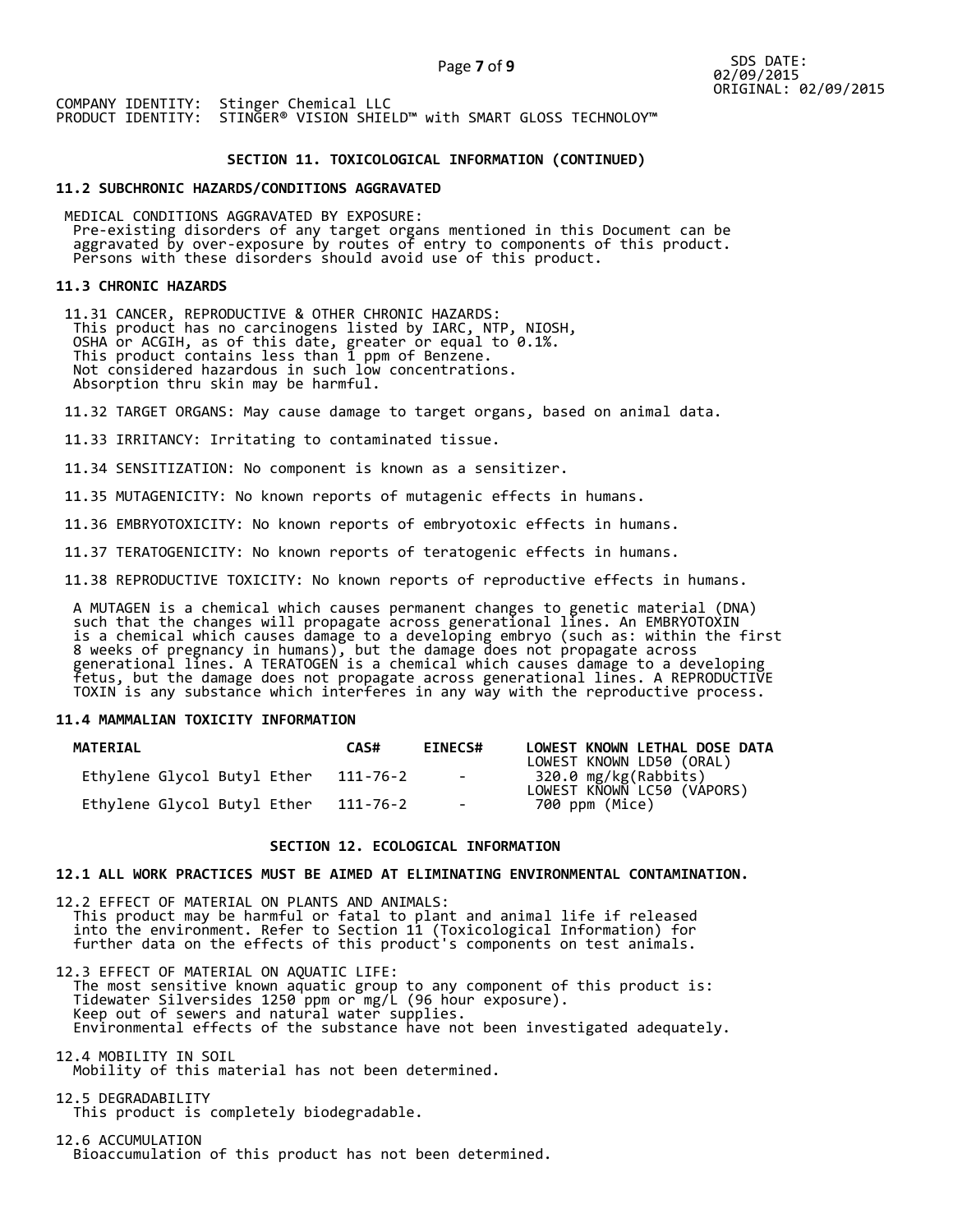COMPANY IDENTITY: Stinger Chemical LLC
PRODUCT IDENTITY: STINGER® VISION SHIELD™ with SMART GLOSS TECHNOLOY™

## SECTION 11. TOXICOLOGICAL INFORMATION (CONTINUED)

### 11.2 SUBCHRONIC HAZARDS/CONDITIONS AGGRAVATED

MEDICAL CONDITIONS AGGRAVATED BY EXPOSURE:
Pre-existing disorders of any target organs mentioned in this Document can be aggravated by over-exposure by routes of entry to components of this product. Persons with these disorders should avoid use of this product.

### 11.3 CHRONIC HAZARDS

11.31 CANCER, REPRODUCTIVE & OTHER CHRONIC HAZARDS:
This product has no carcinogens listed by IARC, NTP, NIOSH, OSHA or ACGIH, as of this date, greater or equal to 0.1%.
This product contains less than 1 ppm of Benzene.
Not considered hazardous in such low concentrations.
Absorption thru skin may be harmful.

11.32 TARGET ORGANS: May cause damage to target organs, based on animal data.

11.33 IRRITANCY: Irritating to contaminated tissue.

11.34 SENSITIZATION: No component is known as a sensitizer.

11.35 MUTAGENICITY: No known reports of mutagenic effects in humans.

11.36 EMBRYOTOXICITY: No known reports of embryotoxic effects in humans.

11.37 TERATOGENICITY: No known reports of teratogenic effects in humans.

11.38 REPRODUCTIVE TOXICITY: No known reports of reproductive effects in humans.

A MUTAGEN is a chemical which causes permanent changes to genetic material (DNA) such that the changes will propagate across generational lines. An EMBRYOTOXIN is a chemical which causes damage to a developing embryo (such as: within the first 8 weeks of pregnancy in humans), but the damage does not propagate across generational lines. A TERATOGEN is a chemical which causes damage to a developing fetus, but the damage does not propagate across generational lines. A REPRODUCTIVE TOXIN is any substance which interferes in any way with the reproductive process.

### 11.4 MAMMALIAN TOXICITY INFORMATION

| MATERIAL | CAS# | EINECS# | LOWEST KNOWN LETHAL DOSE DATA |
|---|---|---|---|
| | | | LOWEST KNOWN LD50 (ORAL) |
| Ethylene Glycol Butyl Ether | 111-76-2 | - | 320.0 mg/kg(Rabbits) |
| | | | LOWEST KNOWN LC50 (VAPORS) |
| Ethylene Glycol Butyl Ether | 111-76-2 | - | 700 ppm (Mice) |

## SECTION 12. ECOLOGICAL INFORMATION

### 12.1 ALL WORK PRACTICES MUST BE AIMED AT ELIMINATING ENVIRONMENTAL CONTAMINATION.

12.2 EFFECT OF MATERIAL ON PLANTS AND ANIMALS:
This product may be harmful or fatal to plant and animal life if released into the environment. Refer to Section 11 (Toxicological Information) for further data on the effects of this product's components on test animals.

12.3 EFFECT OF MATERIAL ON AQUATIC LIFE:
The most sensitive known aquatic group to any component of this product is:
Tidewater Silversides 1250 ppm or mg/L (96 hour exposure).
Keep out of sewers and natural water supplies.
Environmental effects of the substance have not been investigated adequately.

12.4 MOBILITY IN SOIL
Mobility of this material has not been determined.

12.5 DEGRADABILITY
This product is completely biodegradable.

12.6 ACCUMULATION
Bioaccumulation of this product has not been determined.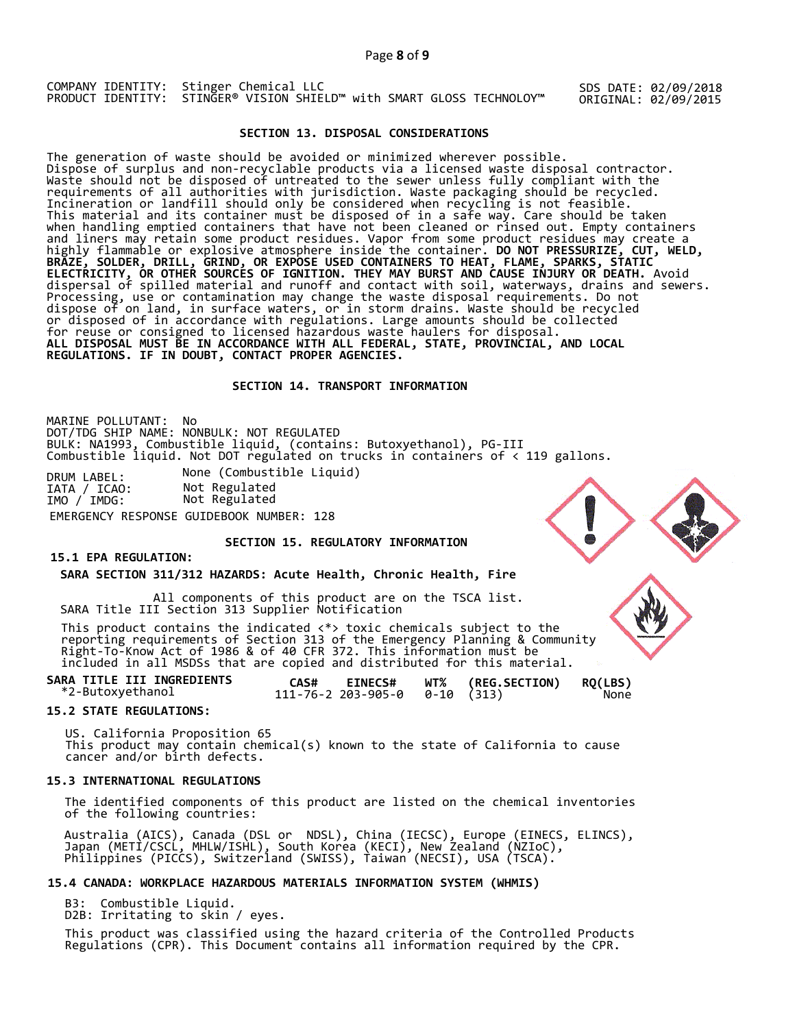COMPANY IDENTITY: Stinger Chemical LLC
PRODUCT IDENTITY: STINGER® VISION SHIELD™ with SMART GLOSS TECHNOLOGY™

SDS DATE: 02/09/2018
ORIGINAL: 02/09/2015

## SECTION 13. DISPOSAL CONSIDERATIONS

The generation of waste should be avoided or minimized wherever possible. Dispose of surplus and non-recyclable products via a licensed waste disposal contractor. Waste should not be disposed of untreated to the sewer unless fully compliant with the requirements of all authorities with jurisdiction. Waste packaging should be recycled. Incineration or landfill should only be considered when recycling is not feasible. This material and its container must be disposed of in a safe way. Care should be taken when handling emptied containers that have not been cleaned or rinsed out. Empty containers and liners may retain some product residues. Vapor from some product residues may create a highly flammable or explosive atmosphere inside the container. **DO NOT PRESSURIZE, CUT, WELD, BRAZE, SOLDER, DRILL, GRIND, OR EXPOSE USED CONTAINERS TO HEAT, FLAME, SPARKS, STATIC ELECTRICITY, OR OTHER SOURCES OF IGNITION. THEY MAY BURST AND CAUSE INJURY OR DEATH.** Avoid dispersal of spilled material and runoff and contact with soil, waterways, drains and sewers. Processing, use or contamination may change the waste disposal requirements. Do not dispose of on land, in surface waters, or in storm drains. Waste should be recycled or disposed of in accordance with regulations. Large amounts should be collected for reuse or consigned to licensed hazardous waste haulers for disposal.
**ALL DISPOSAL MUST BE IN ACCORDANCE WITH ALL FEDERAL, STATE, PROVINCIAL, AND LOCAL REGULATIONS. IF IN DOUBT, CONTACT PROPER AGENCIES.**

## SECTION 14. TRANSPORT INFORMATION

MARINE POLLUTANT: No
DOT/TDG SHIP NAME: NONBULK: NOT REGULATED
BULK: NA1993, Combustible liquid, (contains: Butoxyethanol), PG-III
Combustible liquid. Not DOT regulated on trucks in containers of < 119 gallons.

DRUM LABEL: None (Combustible Liquid)
IATA / ICAO: Not Regulated
IMO / IMDG: Not Regulated
EMERGENCY RESPONSE GUIDEBOOK NUMBER: 128

## SECTION 15. REGULATORY INFORMATION

### 15.1 EPA REGULATION:

**SARA SECTION 311/312 HAZARDS: Acute Health, Chronic Health, Fire**

All components of this product are on the TSCA list.
SARA Title III Section 313 Supplier Notification

This product contains the indicated <*> toxic chemicals subject to the reporting requirements of Section 313 of the Emergency Planning & Community Right-To-Know Act of 1986 & of 40 CFR 372. This information must be included in all MSDSs that are copied and distributed for this material.

| SARA TITLE III INGREDIENTS | CAS# | EINECS# | WT% | (REG.SECTION) | RQ(LBS) |
|---|---|---|---|---|---|
| *2-Butoxyethanol | 111-76-2 | 203-905-0 | 0-10 | (313) | None |

### 15.2 STATE REGULATIONS:

US. California Proposition 65
This product may contain chemical(s) known to the state of California to cause cancer and/or birth defects.

### 15.3 INTERNATIONAL REGULATIONS

The identified components of this product are listed on the chemical inventories of the following countries:

Australia (AICS), Canada (DSL or NDSL), China (IECSC), Europe (EINECS, ELINCS), Japan (METI/CSCL, MHLW/ISHL), South Korea (KECI), New Zealand (NZIoC), Philippines (PICCS), Switzerland (SWISS), Taiwan (NECSI), USA (TSCA).

### 15.4 CANADA: WORKPLACE HAZARDOUS MATERIALS INFORMATION SYSTEM (WHMIS)

B3: Combustible Liquid.
D2B: Irritating to skin / eyes.

This product was classified using the hazard criteria of the Controlled Products Regulations (CPR). This Document contains all information required by the CPR.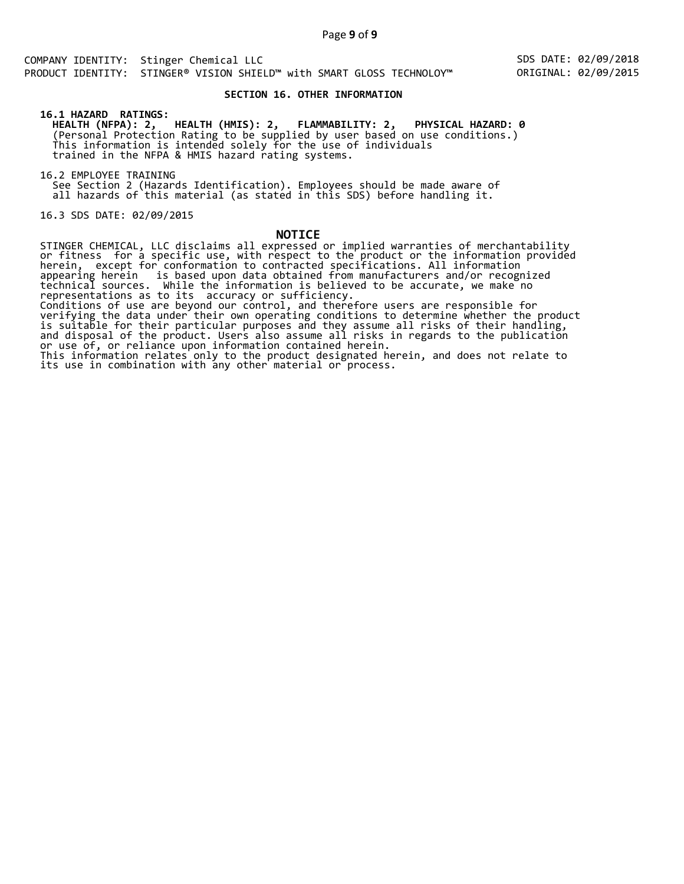COMPANY IDENTITY: Stinger Chemical LLC
PRODUCT IDENTITY: STINGER® VISION SHIELD™ with SMART GLOSS TECHNOLOY™

SDS DATE: 02/09/2018
ORIGINAL: 02/09/2015

## SECTION 16. OTHER INFORMATION

**16.1 HAZARD RATINGS:**

**HEALTH (NFPA): 2, HEALTH (HMIS): 2, FLAMMABILITY: 2, PHYSICAL HAZARD: 0**

(Personal Protection Rating to be supplied by user based on use conditions.)
This information is intended solely for the use of individuals
trained in the NFPA & HMIS hazard rating systems.

16.2 EMPLOYEE TRAINING

See Section 2 (Hazards Identification). Employees should be made aware of
all hazards of this material (as stated in this SDS) before handling it.

16.3 SDS DATE: 02/09/2015

**NOTICE**

STINGER CHEMICAL, LLC disclaims all expressed or implied warranties of merchantability or fitness for a specific use, with respect to the product or the information provided herein, except for conformation to contracted specifications. All information appearing herein is based upon data obtained from manufacturers and/or recognized technical sources. While the information is believed to be accurate, we make no representations as to its accuracy or sufficiency.
Conditions of use are beyond our control, and therefore users are responsible for verifying the data under their own operating conditions to determine whether the product is suitable for their particular purposes and they assume all risks of their handling, and disposal of the product. Users also assume all risks in regards to the publication or use of, or reliance upon information contained herein.
This information relates only to the product designated herein, and does not relate to its use in combination with any other material or process.